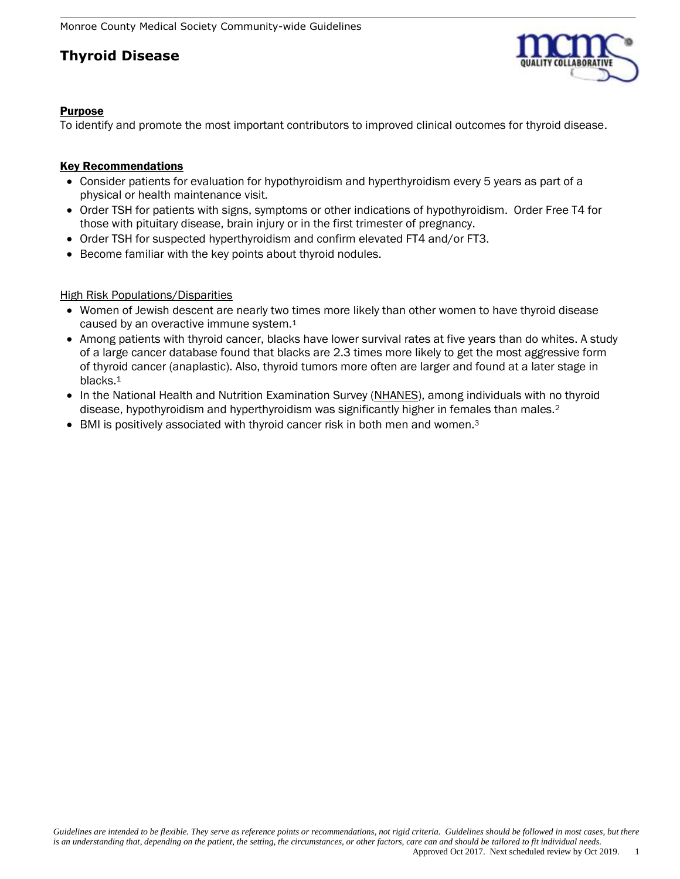# Thyroid Disease

## Purpose

To identify and promote the most important contributors to improved clinical outcomes for thyroid disease.

## Key Recommendations

- Consider patients for evaluation for hypothyroidism and hyperthyroidism every 5 years as part of a physical or health maintenance visit.
- Order TSH for patients with signs, symptoms or other indications of hypothyroidism. Order Free T4 for those with pituitary disease, brain injury or in the first trimester of pregnancy.
- Order TSH for suspected hyperthyroidism and confirm elevated FT4 and/or FT3.
- Become familiar with the key points about thyroid nodules.

### High Risk Populations/Disparities

- Women of Jewish descent are nearly two times more likely than other women to have thyroid disease caused by an overactive immune system.[1]
- Among patients with thyroid cancer, blacks have lower survival rates at five years than do whites. A study of a large cancer database found that blacks are 2.3 times more likely to get the most aggressive form of thyroid cancer (anaplastic). Also, thyroid tumors more often are larger and found at a later stage in blacks.[1]
- In the National Health and Nutrition Examination Survey (NHANES), among individuals with no thyroid disease, hypothyroidism and hyperthyroidism was significantly higher in females than males.[2]
- BMI is positively associated with thyroid cancer risk in both men and women.[3]

*Guidelines are intended to be flexible. They serve as reference points or recommendations, not rigid criteria. Guidelines should be followed in most cases, but there is an understanding that, depending on the patient, the setting, the circumstances, or other factors, care can and should be tailored to fit individual needs.*

Approved Oct 2017. Next scheduled review by Oct 2019.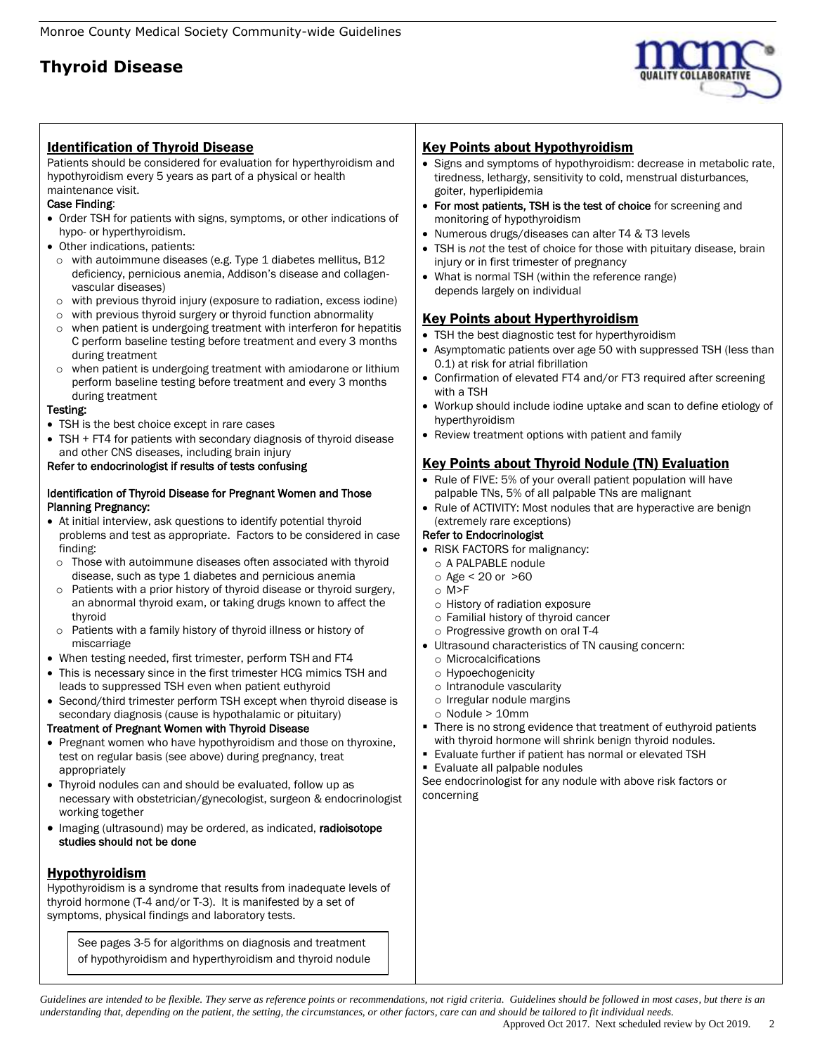# Thyroid Disease

## Identification of Thyroid Disease

Patients should be considered for evaluation for hyperthyroidism and hypothyroidism every 5 years as part of a physical or health maintenance visit.

**Case Finding**:

- Order TSH for patients with signs, symptoms, or other indications of hypo- or hyperthyroidism.
- Other indications, patients:
  - with autoimmune diseases (e.g. Type 1 diabetes mellitus, B12 deficiency, pernicious anemia, Addison's disease and collagen-vascular diseases)
  - with previous thyroid injury (exposure to radiation, excess iodine)
  - with previous thyroid surgery or thyroid function abnormality
  - when patient is undergoing treatment with interferon for hepatitis C perform baseline testing before treatment and every 3 months during treatment
  - when patient is undergoing treatment with amiodarone or lithium perform baseline testing before treatment and every 3 months during treatment

**Testing:**

- TSH is the best choice except in rare cases
- TSH + FT4 for patients with secondary diagnosis of thyroid disease and other CNS diseases, including brain injury

**Refer to endocrinologist if results of tests confusing**

**Identification of Thyroid Disease for Pregnant Women and Those Planning Pregnancy:**

- At initial interview, ask questions to identify potential thyroid problems and test as appropriate. Factors to be considered in case finding:
  - Those with autoimmune diseases often associated with thyroid disease, such as type 1 diabetes and pernicious anemia
  - Patients with a prior history of thyroid disease or thyroid surgery, an abnormal thyroid exam, or taking drugs known to affect the thyroid
  - Patients with a family history of thyroid illness or history of miscarriage
- When testing needed, first trimester, perform TSH and FT4
- This is necessary since in the first trimester HCG mimics TSH and leads to suppressed TSH even when patient euthyroid
- Second/third trimester perform TSH except when thyroid disease is secondary diagnosis (cause is hypothalamic or pituitary)

**Treatment of Pregnant Women with Thyroid Disease**

- Pregnant women who have hypothyroidism and those on thyroxine, test on regular basis (see above) during pregnancy, treat appropriately
- Thyroid nodules can and should be evaluated, follow up as necessary with obstetrician/gynecologist, surgeon & endocrinologist working together
- Imaging (ultrasound) may be ordered, as indicated, **radioisotope studies should not be done**

## Hypothyroidism

Hypothyroidism is a syndrome that results from inadequate levels of thyroid hormone (T-4 and/or T-3). It is manifested by a set of symptoms, physical findings and laboratory tests.

> See pages 3-5 for algorithms on diagnosis and treatment of hypothyroidism and hyperthyroidism and thyroid nodule

## Key Points about Hypothyroidism

- Signs and symptoms of hypothyroidism: decrease in metabolic rate, tiredness, lethargy, sensitivity to cold, menstrual disturbances, goiter, hyperlipidemia
- **For most patients, TSH is the test of choice** for screening and monitoring of hypothyroidism
- Numerous drugs/diseases can alter T4 & T3 levels
- TSH is *not* the test of choice for those with pituitary disease, brain injury or in first trimester of pregnancy
- What is normal TSH (within the reference range) depends largely on individual

## Key Points about Hyperthyroidism

- TSH the best diagnostic test for hyperthyroidism
- Asymptomatic patients over age 50 with suppressed TSH (less than 0.1) at risk for atrial fibrillation
- Confirmation of elevated FT4 and/or FT3 required after screening with a TSH
- Workup should include iodine uptake and scan to define etiology of hyperthyroidism
- Review treatment options with patient and family

## Key Points about Thyroid Nodule (TN) Evaluation

- Rule of FIVE: 5% of your overall patient population will have palpable TNs, 5% of all palpable TNs are malignant
- Rule of ACTIVITY: Most nodules that are hyperactive are benign (extremely rare exceptions)

**Refer to Endocrinologist**

- RISK FACTORS for malignancy:
  - A PALPABLE nodule
  - Age < 20 or >60
  - M>F
  - History of radiation exposure
  - Familial history of thyroid cancer
  - Progressive growth on oral T-4
- Ultrasound characteristics of TN causing concern:
  - Microcalcifications
  - Hypoechogenicity
  - Intranodule vascularity
  - Irregular nodule margins
  - Nodule > 10mm
- There is no strong evidence that treatment of euthyroid patients with thyroid hormone will shrink benign thyroid nodules.
- Evaluate further if patient has normal or elevated TSH
- Evaluate all palpable nodules

See endocrinologist for any nodule with above risk factors or concerning

*Guidelines are intended to be flexible. They serve as reference points or recommendations, not rigid criteria. Guidelines should be followed in most cases, but there is an understanding that, depending on the patient, the setting, the circumstances, or other factors, care can and should be tailored to fit individual needs.*

Approved Oct 2017. Next scheduled review by Oct 2019.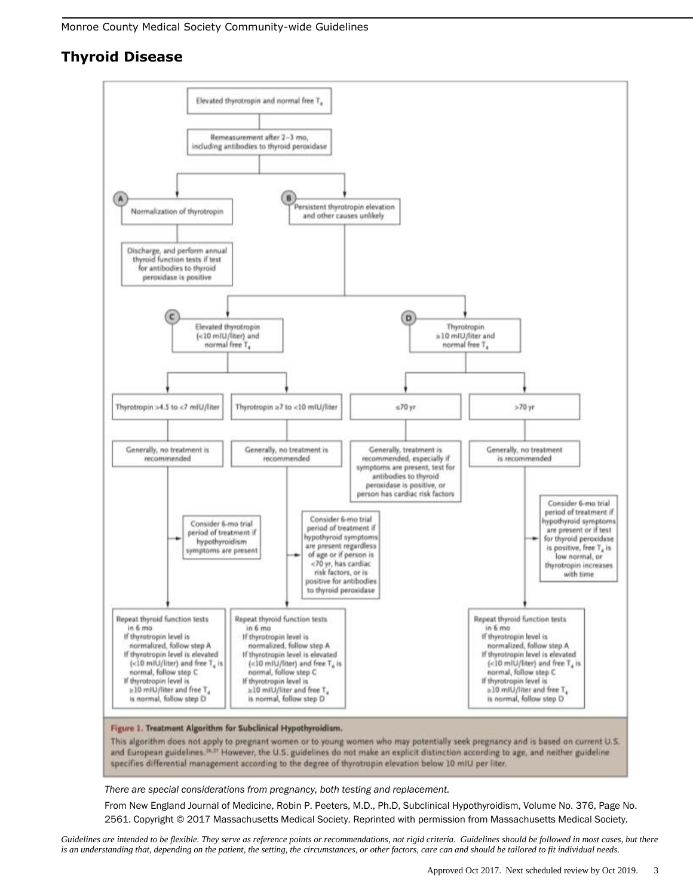# Thyroid Disease

Elevated thyrotropin and normal free $T_4$

Remeasurement after 2–3 mo, including antibodies to thyroid peroxidase

**A** Normalization of thyrotropin

Discharge, and perform annual thyroid function tests if test for antibodies to thyroid peroxidase is positive

**B** Persistent thyrotropin elevation and other causes unlikely

**C** Elevated thyrotropin (<10 mIU/liter) and normal free $T_4$

- Thyrotropin >4.5 to <7 mIU/liter
  - Generally, no treatment is recommended
  - Consider 6-mo trial period of treatment if hypothyroidism symptoms are present
  - Repeat thyroid function tests in 6 mo
    - If thyrotropin level is normalized, follow step A
    - If thyrotropin level is elevated (<10 mIU/liter) and free $T_4$ is normal, follow step C
    - If thyrotropin level is ≥10 mIU/liter and free $T_4$ is normal, follow step D
- Thyrotropin ≥7 to <10 mIU/liter
  - Generally, no treatment is recommended
  - Consider 6-mo trial period of treatment if hypothyroid symptoms are present regardless of age or if person is <70 yr, has cardiac risk factors, or is positive for antibodies to thyroid peroxidase
  - Repeat thyroid function tests in 6 mo
    - If thyrotropin level is normalized, follow step A
    - If thyrotropin level is elevated (<10 mIU/liter) and free $T_4$ is normal, follow step C
    - If thyrotropin level is ≥10 mIU/liter and free $T_4$ is normal, follow step D

**D** Thyrotropin ≥10 mIU/liter and normal free $T_4$

- ≤70 yr
  - Generally, treatment is recommended, especially if symptoms are present, test for antibodies to thyroid peroxidase is positive, or person has cardiac risk factors
- >70 yr
  - Generally, no treatment is recommended
  - Consider 6-mo trial period of treatment if hypothyroid symptoms are present or if test for thyroid peroxidase is positive, free $T_4$ is low normal, or thyrotropin increases with time
  - Repeat thyroid function tests in 6 mo
    - If thyrotropin level is normalized, follow step A
    - If thyrotropin level is elevated (<10 mIU/liter) and free $T_4$ is normal, follow step C
    - If thyrotropin level is ≥10 mIU/liter and free $T_4$ is normal, follow step D

**Figure 1. Treatment Algorithm for Subclinical Hypothyroidism.**

This algorithm does not apply to pregnant women or to young women who may potentially seek pregnancy and is based on current U.S. and European guidelines.[26,27] However, the U.S. guidelines do not make an explicit distinction according to age, and neither guideline specifies differential management according to the degree of thyrotropin elevation below 10 mIU per liter.

*There are special considerations from pregnancy, both testing and replacement.*

From New England Journal of Medicine, Robin P. Peeters, M.D., Ph.D, Subclinical Hypothyroidism, Volume No. 376, Page No. 2561. Copyright © 2017 Massachusetts Medical Society. Reprinted with permission from Massachusetts Medical Society.

*Guidelines are intended to be flexible. They serve as reference points or recommendations, not rigid criteria. Guidelines should be followed in most cases, but there is an understanding that, depending on the patient, the setting, the circumstances, or other factors, care can and should be tailored to fit individual needs.*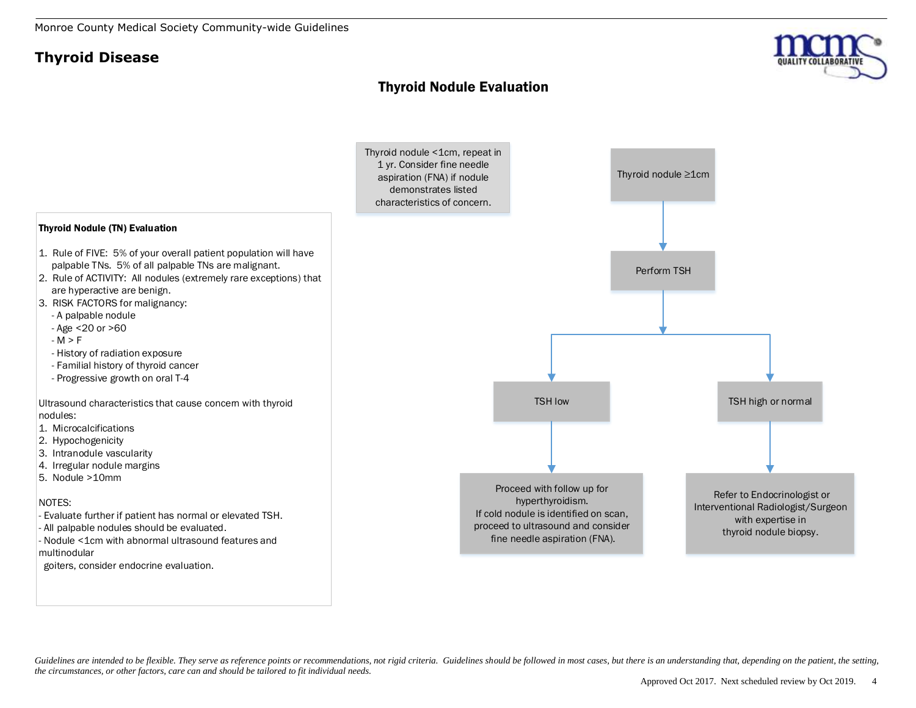# Thyroid Disease

## Thyroid Nodule Evaluation

**Thyroid Nodule (TN) Evaluation**

1. Rule of FIVE: 5% of your overall patient population will have palpable TNs. 5% of all palpable TNs are malignant.
2. Rule of ACTIVITY: All nodules (extremely rare exceptions) that are hyperactive are benign.
3. RISK FACTORS for malignancy:
   - A palpable nodule
   - Age <20 or >60
   - M > F
   - History of radiation exposure
   - Familial history of thyroid cancer
   - Progressive growth on oral T-4

Ultrasound characteristics that cause concern with thyroid nodules:

1. Microcalcifications
2. Hypochogenicity
3. Intranodule vascularity
4. Irregular nodule margins
5. Nodule >10mm

NOTES:

- Evaluate further if patient has normal or elevated TSH.
- All palpable nodules should be evaluated.
- Nodule <1cm with abnormal ultrasound features and multinodular goiters, consider endocrine evaluation.

---

Thyroid nodule <1cm, repeat in 1 yr. Consider fine needle aspiration (FNA) if nodule demonstrates listed characteristics of concern.

Thyroid nodule ≥1cm → Perform TSH

- TSH low → Proceed with follow up for hyperthyroidism. If cold nodule is identified on scan, proceed to ultrasound and consider fine needle aspiration (FNA).
- TSH high or normal → Refer to Endocrinologist or Interventional Radiologist/Surgeon with expertise in thyroid nodule biopsy.

*Guidelines are intended to be flexible. They serve as reference points or recommendations, not rigid criteria. Guidelines should be followed in most cases, but there is an understanding that, depending on the patient, the setting, the circumstances, or other factors, care can and should be tailored to fit individual needs.*

Approved Oct 2017. Next scheduled review by Oct 2019.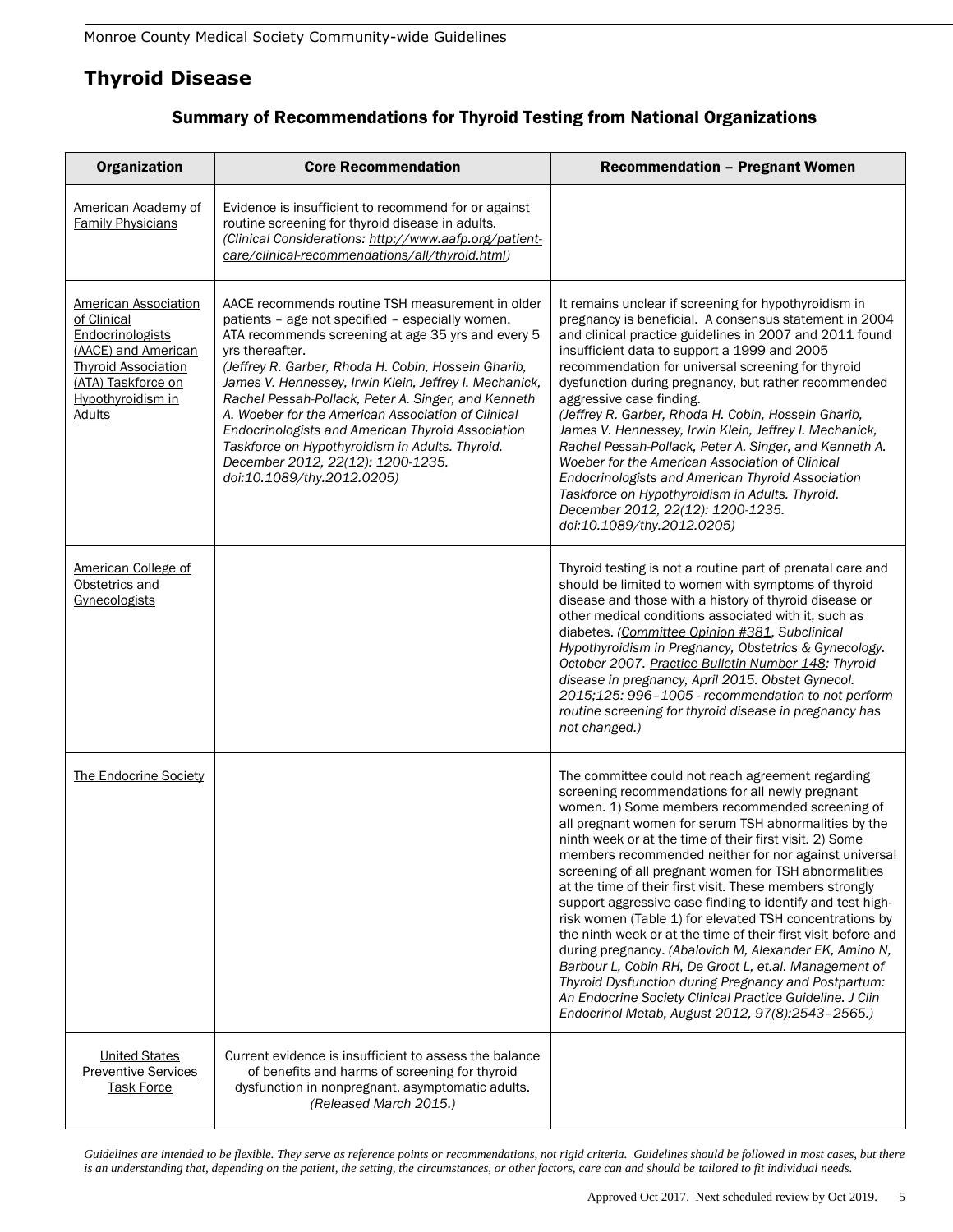## Thyroid Disease

### Summary of Recommendations for Thyroid Testing from National Organizations

| Organization | Core Recommendation | Recommendation – Pregnant Women |
|---|---|---|
| American Academy of Family Physicians | Evidence is insufficient to recommend for or against routine screening for thyroid disease in adults. *(Clinical Considerations: http://www.aafp.org/patient-care/clinical-recommendations/all/thyroid.html)* | |
| American Association of Clinical Endocrinologists (AACE) and American Thyroid Association (ATA) Taskforce on Hypothyroidism in Adults | AACE recommends routine TSH measurement in older patients – age not specified – especially women. ATA recommends screening at age 35 yrs and every 5 yrs thereafter. *(Jeffrey R. Garber, Rhoda H. Cobin, Hossein Gharib, James V. Hennessey, Irwin Klein, Jeffrey I. Mechanick, Rachel Pessah-Pollack, Peter A. Singer, and Kenneth A. Woeber for the American Association of Clinical Endocrinologists and American Thyroid Association Taskforce on Hypothyroidism in Adults. Thyroid. December 2012, 22(12): 1200-1235. doi:10.1089/thy.2012.0205)* | It remains unclear if screening for hypothyroidism in pregnancy is beneficial. A consensus statement in 2004 and clinical practice guidelines in 2007 and 2011 found insufficient data to support a 1999 and 2005 recommendation for universal screening for thyroid dysfunction during pregnancy, but rather recommended aggressive case finding. *(Jeffrey R. Garber, Rhoda H. Cobin, Hossein Gharib, James V. Hennessey, Irwin Klein, Jeffrey I. Mechanick, Rachel Pessah-Pollack, Peter A. Singer, and Kenneth A. Woeber for the American Association of Clinical Endocrinologists and American Thyroid Association Taskforce on Hypothyroidism in Adults. Thyroid. December 2012, 22(12): 1200-1235. doi:10.1089/thy.2012.0205)* |
| American College of Obstetrics and Gynecologists | | Thyroid testing is not a routine part of prenatal care and should be limited to women with symptoms of thyroid disease and those with a history of thyroid disease or other medical conditions associated with it, such as diabetes. *(Committee Opinion #381, Subclinical Hypothyroidism in Pregnancy, Obstetrics & Gynecology. October 2007. Practice Bulletin Number 148: Thyroid disease in pregnancy, April 2015. Obstet Gynecol. 2015;125: 996–1005 - recommendation to not perform routine screening for thyroid disease in pregnancy has not changed.)* |
| The Endocrine Society | | The committee could not reach agreement regarding screening recommendations for all newly pregnant women. 1) Some members recommended screening of all pregnant women for serum TSH abnormalities by the ninth week or at the time of their first visit. 2) Some members recommended neither for nor against universal screening of all pregnant women for TSH abnormalities at the time of their first visit. These members strongly support aggressive case finding to identify and test high-risk women (Table 1) for elevated TSH concentrations by the ninth week or at the time of their first visit before and during pregnancy. *(Abalovich M, Alexander EK, Amino N, Barbour L, Cobin RH, De Groot L, et.al. Management of Thyroid Dysfunction during Pregnancy and Postpartum: An Endocrine Society Clinical Practice Guideline. J Clin Endocrinol Metab, August 2012, 97(8):2543–2565.)* |
| United States Preventive Services Task Force | Current evidence is insufficient to assess the balance of benefits and harms of screening for thyroid dysfunction in nonpregnant, asymptomatic adults. *(Released March 2015.)* | |

*Guidelines are intended to be flexible. They serve as reference points or recommendations, not rigid criteria. Guidelines should be followed in most cases, but there is an understanding that, depending on the patient, the setting, the circumstances, or other factors, care can and should be tailored to fit individual needs.*

Approved Oct 2017. Next scheduled review by Oct 2019.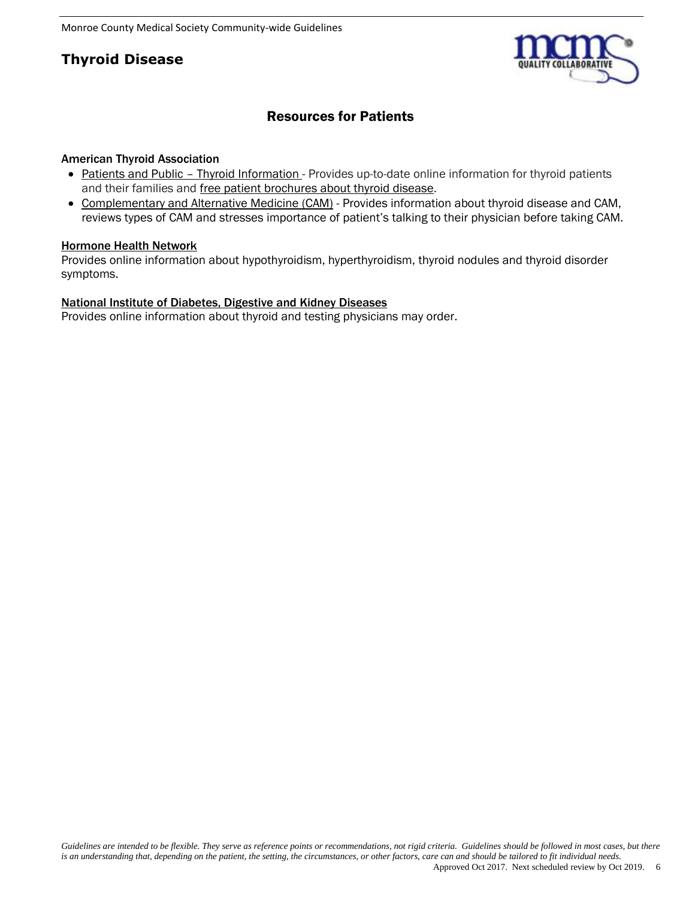# Thyroid Disease

## Resources for Patients

**American Thyroid Association**

- Patients and Public – Thyroid Information - Provides up-to-date online information for thyroid patients and their families and free patient brochures about thyroid disease.
- Complementary and Alternative Medicine (CAM) - Provides information about thyroid disease and CAM, reviews types of CAM and stresses importance of patient's talking to their physician before taking CAM.

**Hormone Health Network**

Provides online information about hypothyroidism, hyperthyroidism, thyroid nodules and thyroid disorder symptoms.

**National Institute of Diabetes, Digestive and Kidney Diseases**

Provides online information about thyroid and testing physicians may order.

*Guidelines are intended to be flexible. They serve as reference points or recommendations, not rigid criteria. Guidelines should be followed in most cases, but there is an understanding that, depending on the patient, the setting, the circumstances, or other factors, care can and should be tailored to fit individual needs.*

Approved Oct 2017. Next scheduled review by Oct 2019.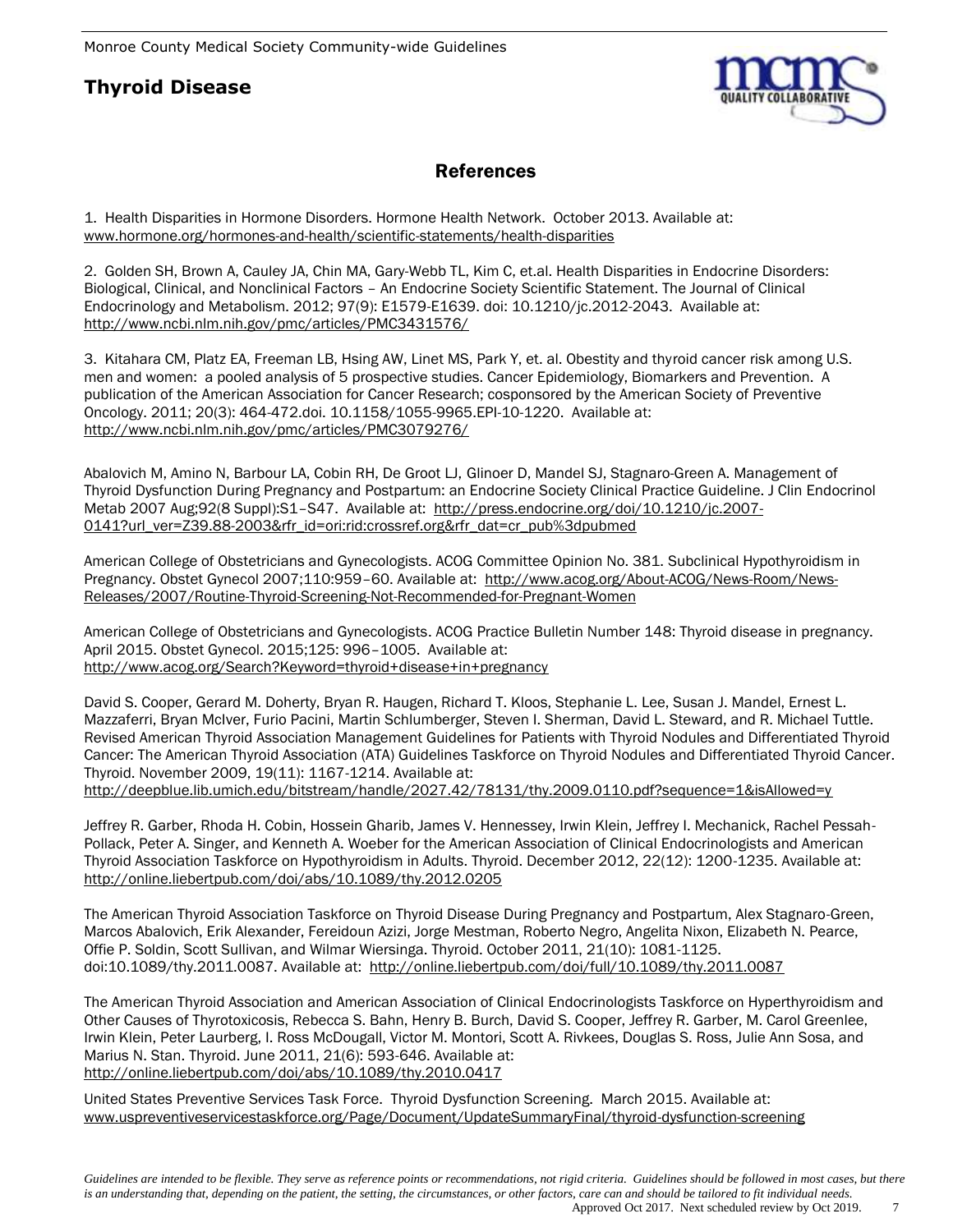## References

1. Health Disparities in Hormone Disorders. Hormone Health Network. October 2013. Available at: www.hormone.org/hormones-and-health/scientific-statements/health-disparities

2. Golden SH, Brown A, Cauley JA, Chin MA, Gary-Webb TL, Kim C, et.al. Health Disparities in Endocrine Disorders: Biological, Clinical, and Nonclinical Factors – An Endocrine Society Scientific Statement. The Journal of Clinical Endocrinology and Metabolism. 2012; 97(9): E1579-E1639. doi: 10.1210/jc.2012-2043. Available at: http://www.ncbi.nlm.nih.gov/pmc/articles/PMC3431576/

3. Kitahara CM, Platz EA, Freeman LB, Hsing AW, Linet MS, Park Y, et. al. Obestity and thyroid cancer risk among U.S. men and women: a pooled analysis of 5 prospective studies. Cancer Epidemiology, Biomarkers and Prevention. A publication of the American Association for Cancer Research; cosponsored by the American Society of Preventive Oncology. 2011; 20(3): 464-472.doi. 10.1158/1055-9965.EPI-10-1220. Available at: http://www.ncbi.nlm.nih.gov/pmc/articles/PMC3079276/

Abalovich M, Amino N, Barbour LA, Cobin RH, De Groot LJ, Glinoer D, Mandel SJ, Stagnaro-Green A. Management of Thyroid Dysfunction During Pregnancy and Postpartum: an Endocrine Society Clinical Practice Guideline. J Clin Endocrinol Metab 2007 Aug;92(8 Suppl):S1–S47. Available at: http://press.endocrine.org/doi/10.1210/jc.2007-0141?url_ver=Z39.88-2003&rfr_id=ori:rid:crossref.org&rfr_dat=cr_pub%3dpubmed

American College of Obstetricians and Gynecologists. ACOG Committee Opinion No. 381. Subclinical Hypothyroidism in Pregnancy. Obstet Gynecol 2007;110:959–60. Available at: http://www.acog.org/About-ACOG/News-Room/News-Releases/2007/Routine-Thyroid-Screening-Not-Recommended-for-Pregnant-Women

American College of Obstetricians and Gynecologists. ACOG Practice Bulletin Number 148: Thyroid disease in pregnancy. April 2015. Obstet Gynecol. 2015;125: 996–1005. Available at: http://www.acog.org/Search?Keyword=thyroid+disease+in+pregnancy

David S. Cooper, Gerard M. Doherty, Bryan R. Haugen, Richard T. Kloos, Stephanie L. Lee, Susan J. Mandel, Ernest L. Mazzaferri, Bryan McIver, Furio Pacini, Martin Schlumberger, Steven I. Sherman, David L. Steward, and R. Michael Tuttle. Revised American Thyroid Association Management Guidelines for Patients with Thyroid Nodules and Differentiated Thyroid Cancer: The American Thyroid Association (ATA) Guidelines Taskforce on Thyroid Nodules and Differentiated Thyroid Cancer. Thyroid. November 2009, 19(11): 1167-1214. Available at: http://deepblue.lib.umich.edu/bitstream/handle/2027.42/78131/thy.2009.0110.pdf?sequence=1&isAllowed=y

Jeffrey R. Garber, Rhoda H. Cobin, Hossein Gharib, James V. Hennessey, Irwin Klein, Jeffrey I. Mechanick, Rachel Pessah-Pollack, Peter A. Singer, and Kenneth A. Woeber for the American Association of Clinical Endocrinologists and American Thyroid Association Taskforce on Hypothyroidism in Adults. Thyroid. December 2012, 22(12): 1200-1235. Available at: http://online.liebertpub.com/doi/abs/10.1089/thy.2012.0205

The American Thyroid Association Taskforce on Thyroid Disease During Pregnancy and Postpartum, Alex Stagnaro-Green, Marcos Abalovich, Erik Alexander, Fereidoun Azizi, Jorge Mestman, Roberto Negro, Angelita Nixon, Elizabeth N. Pearce, Offie P. Soldin, Scott Sullivan, and Wilmar Wiersinga. Thyroid. October 2011, 21(10): 1081-1125. doi:10.1089/thy.2011.0087. Available at: http://online.liebertpub.com/doi/full/10.1089/thy.2011.0087

The American Thyroid Association and American Association of Clinical Endocrinologists Taskforce on Hyperthyroidism and Other Causes of Thyrotoxicosis, Rebecca S. Bahn, Henry B. Burch, David S. Cooper, Jeffrey R. Garber, M. Carol Greenlee, Irwin Klein, Peter Laurberg, I. Ross McDougall, Victor M. Montori, Scott A. Rivkees, Douglas S. Ross, Julie Ann Sosa, and Marius N. Stan. Thyroid. June 2011, 21(6): 593-646. Available at: http://online.liebertpub.com/doi/abs/10.1089/thy.2010.0417

United States Preventive Services Task Force. Thyroid Dysfunction Screening. March 2015. Available at: www.uspreventiveservicestaskforce.org/Page/Document/UpdateSummaryFinal/thyroid-dysfunction-screening